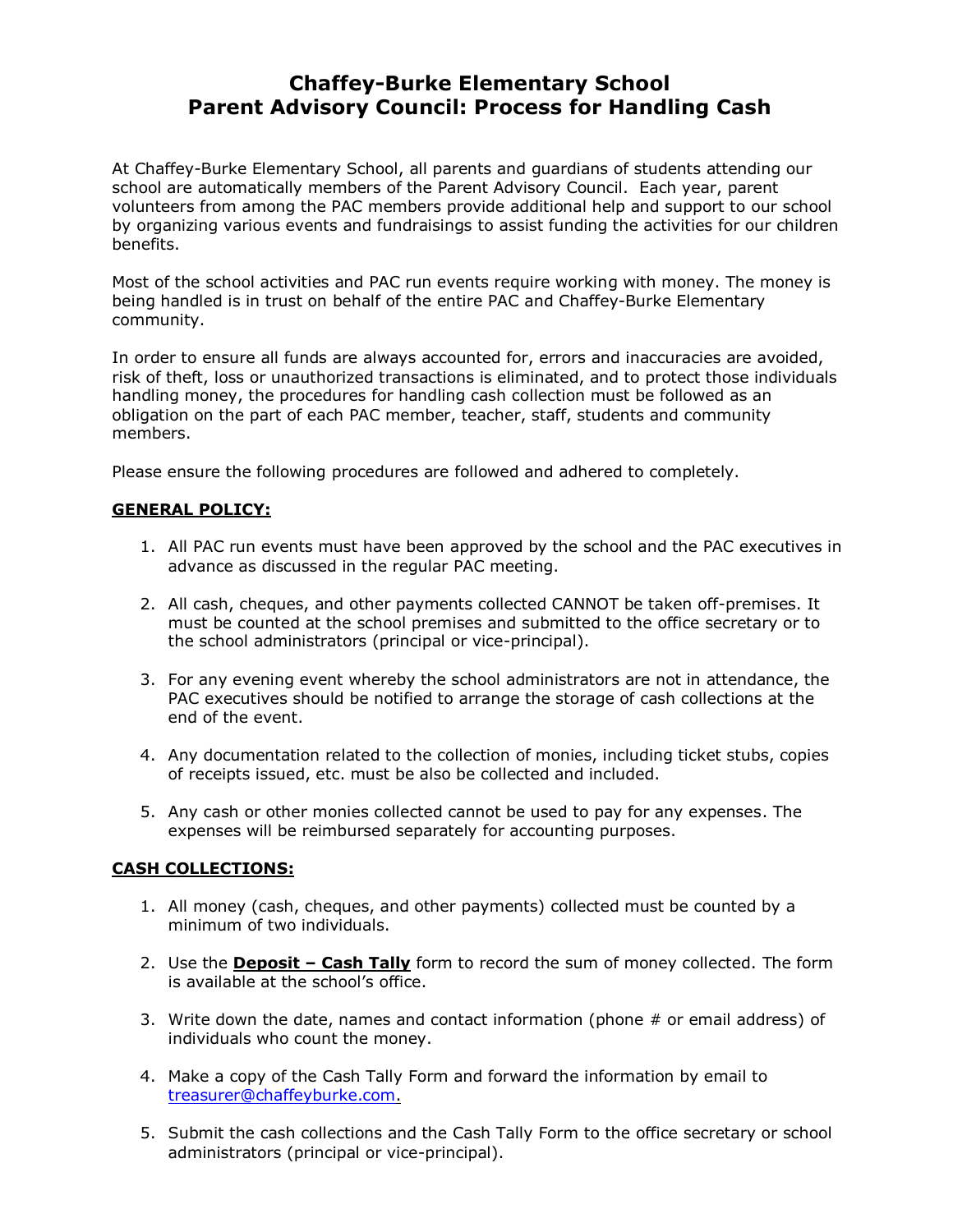# Chaffey-Burke Elementary School
# Parent Advisory Council: Process for Handling Cash

At Chaffey-Burke Elementary School, all parents and guardians of students attending our school are automatically members of the Parent Advisory Council. Each year, parent volunteers from among the PAC members provide additional help and support to our school by organizing various events and fundraisings to assist funding the activities for our children benefits.

Most of the school activities and PAC run events require working with money. The money is being handled is in trust on behalf of the entire PAC and Chaffey-Burke Elementary community.

In order to ensure all funds are always accounted for, errors and inaccuracies are avoided, risk of theft, loss or unauthorized transactions is eliminated, and to protect those individuals handling money, the procedures for handling cash collection must be followed as an obligation on the part of each PAC member, teacher, staff, students and community members.

Please ensure the following procedures are followed and adhered to completely.

**GENERAL POLICY:**

1. All PAC run events must have been approved by the school and the PAC executives in advance as discussed in the regular PAC meeting.

2. All cash, cheques, and other payments collected CANNOT be taken off-premises. It must be counted at the school premises and submitted to the office secretary or to the school administrators (principal or vice-principal).

3. For any evening event whereby the school administrators are not in attendance, the PAC executives should be notified to arrange the storage of cash collections at the end of the event.

4. Any documentation related to the collection of monies, including ticket stubs, copies of receipts issued, etc. must be also be collected and included.

5. Any cash or other monies collected cannot be used to pay for any expenses. The expenses will be reimbursed separately for accounting purposes.

**CASH COLLECTIONS:**

1. All money (cash, cheques, and other payments) collected must be counted by a minimum of two individuals.

2. Use the **Deposit – Cash Tally** form to record the sum of money collected. The form is available at the school's office.

3. Write down the date, names and contact information (phone # or email address) of individuals who count the money.

4. Make a copy of the Cash Tally Form and forward the information by email to treasurer@chaffeyburke.com.

5. Submit the cash collections and the Cash Tally Form to the office secretary or school administrators (principal or vice-principal).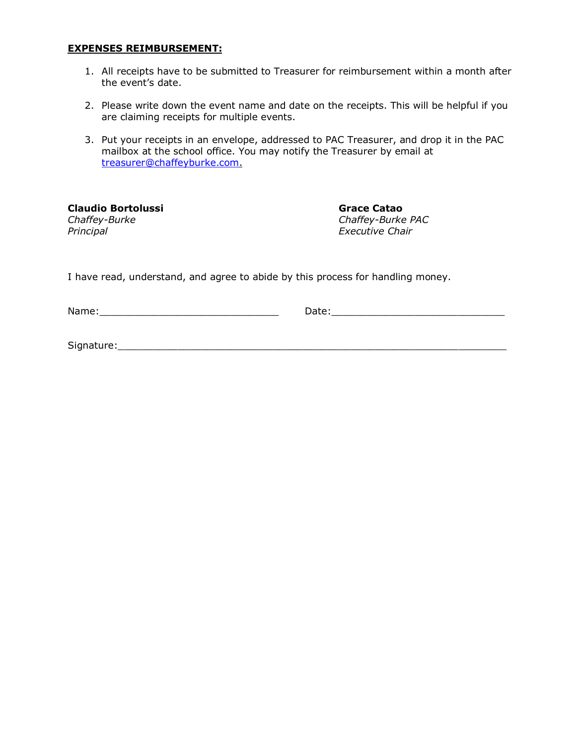**EXPENSES REIMBURSEMENT:**

1. All receipts have to be submitted to Treasurer for reimbursement within a month after the event's date.

2. Please write down the event name and date on the receipts. This will be helpful if you are claiming receipts for multiple events.

3. Put your receipts in an envelope, addressed to PAC Treasurer, and drop it in the PAC mailbox at the school office. You may notify the Treasurer by email at treasurer@chaffeyburke.com.

**Claudio Bortolussi**
*Chaffey-Burke*
*Principal*

**Grace Catao**
*Chaffey-Burke PAC*
*Executive Chair*

I have read, understand, and agree to abide by this process for handling money.

Name:______________________________ Date:_____________________________

Signature:_________________________________________________________________